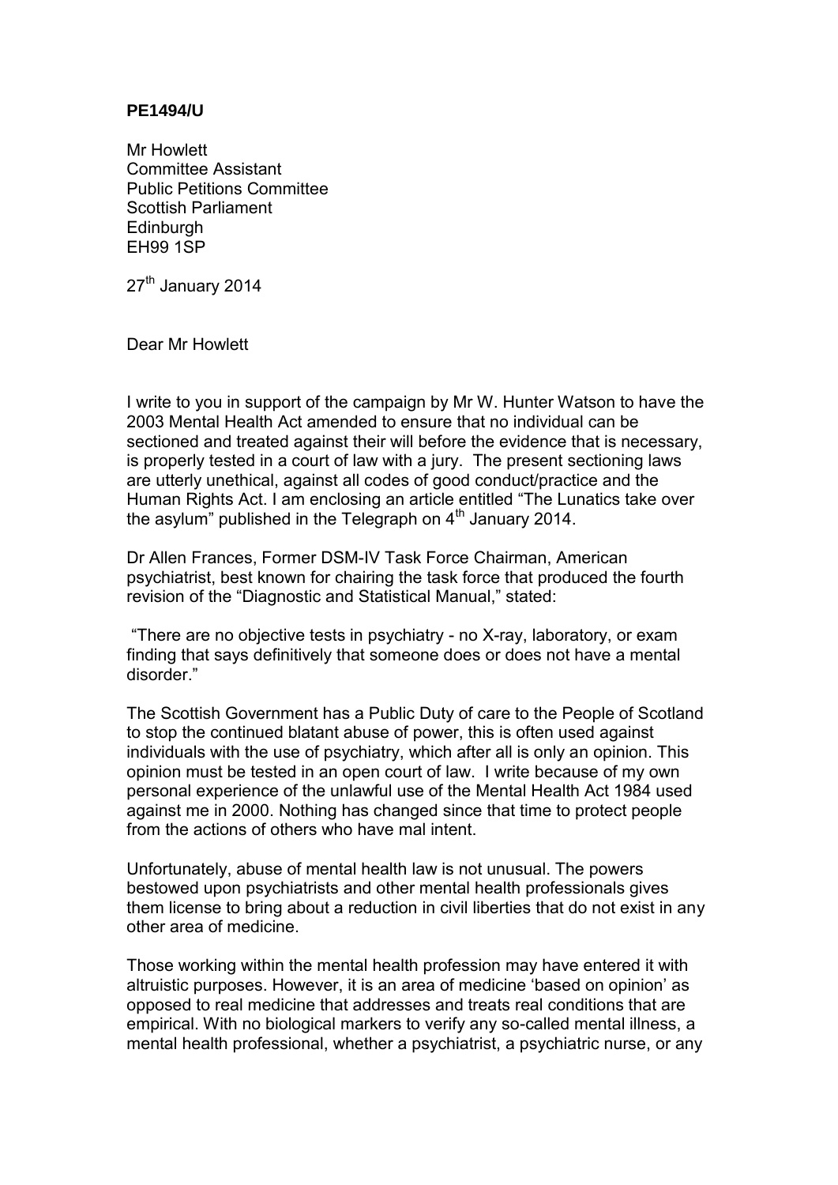**PE1494/U**

Mr Howlett
Committee Assistant
Public Petitions Committee
Scottish Parliament
Edinburgh
EH99 1SP

27th January 2014

Dear Mr Howlett

I write to you in support of the campaign by Mr W. Hunter Watson to have the 2003 Mental Health Act amended to ensure that no individual can be sectioned and treated against their will before the evidence that is necessary, is properly tested in a court of law with a jury. The present sectioning laws are utterly unethical, against all codes of good conduct/practice and the Human Rights Act. I am enclosing an article entitled "The Lunatics take over the asylum" published in the Telegraph on 4th January 2014.

Dr Allen Frances, Former DSM-IV Task Force Chairman, American psychiatrist, best known for chairing the task force that produced the fourth revision of the "Diagnostic and Statistical Manual," stated:

"There are no objective tests in psychiatry - no X-ray, laboratory, or exam finding that says definitively that someone does or does not have a mental disorder."

The Scottish Government has a Public Duty of care to the People of Scotland to stop the continued blatant abuse of power, this is often used against individuals with the use of psychiatry, which after all is only an opinion. This opinion must be tested in an open court of law. I write because of my own personal experience of the unlawful use of the Mental Health Act 1984 used against me in 2000. Nothing has changed since that time to protect people from the actions of others who have mal intent.

Unfortunately, abuse of mental health law is not unusual. The powers bestowed upon psychiatrists and other mental health professionals gives them license to bring about a reduction in civil liberties that do not exist in any other area of medicine.

Those working within the mental health profession may have entered it with altruistic purposes. However, it is an area of medicine 'based on opinion' as opposed to real medicine that addresses and treats real conditions that are empirical. With no biological markers to verify any so-called mental illness, a mental health professional, whether a psychiatrist, a psychiatric nurse, or any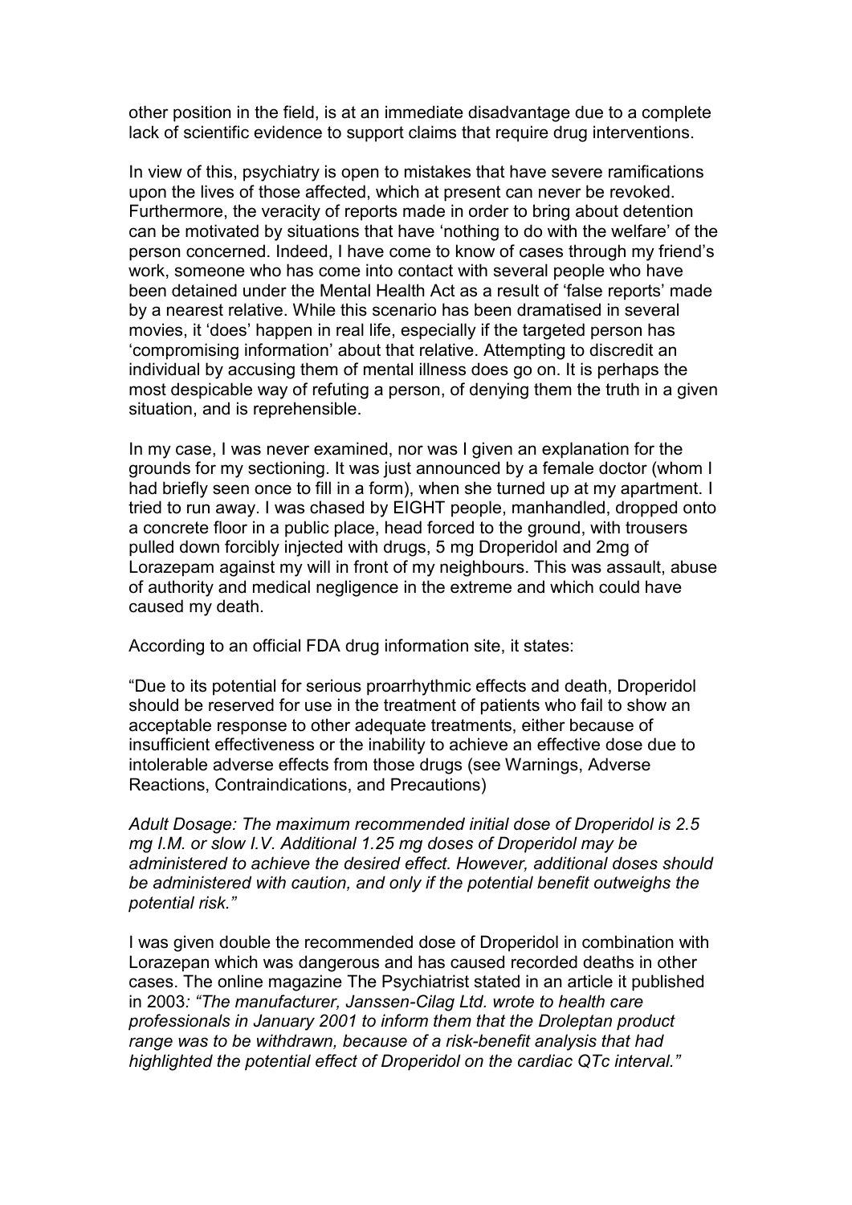other position in the field, is at an immediate disadvantage due to a complete lack of scientific evidence to support claims that require drug interventions.

In view of this, psychiatry is open to mistakes that have severe ramifications upon the lives of those affected, which at present can never be revoked. Furthermore, the veracity of reports made in order to bring about detention can be motivated by situations that have 'nothing to do with the welfare' of the person concerned. Indeed, I have come to know of cases through my friend's work, someone who has come into contact with several people who have been detained under the Mental Health Act as a result of 'false reports' made by a nearest relative. While this scenario has been dramatised in several movies, it 'does' happen in real life, especially if the targeted person has 'compromising information' about that relative. Attempting to discredit an individual by accusing them of mental illness does go on. It is perhaps the most despicable way of refuting a person, of denying them the truth in a given situation, and is reprehensible.

In my case, I was never examined, nor was I given an explanation for the grounds for my sectioning. It was just announced by a female doctor (whom I had briefly seen once to fill in a form), when she turned up at my apartment. I tried to run away. I was chased by EIGHT people, manhandled, dropped onto a concrete floor in a public place, head forced to the ground, with trousers pulled down forcibly injected with drugs, 5 mg Droperidol and 2mg of Lorazepam against my will in front of my neighbours. This was assault, abuse of authority and medical negligence in the extreme and which could have caused my death.

According to an official FDA drug information site, it states:

"Due to its potential for serious proarrhythmic effects and death, Droperidol should be reserved for use in the treatment of patients who fail to show an acceptable response to other adequate treatments, either because of insufficient effectiveness or the inability to achieve an effective dose due to intolerable adverse effects from those drugs (see Warnings, Adverse Reactions, Contraindications, and Precautions)

*Adult Dosage: The maximum recommended initial dose of Droperidol is 2.5 mg I.M. or slow I.V. Additional 1.25 mg doses of Droperidol may be administered to achieve the desired effect. However, additional doses should be administered with caution, and only if the potential benefit outweighs the potential risk."*

I was given double the recommended dose of Droperidol in combination with Lorazepan which was dangerous and has caused recorded deaths in other cases. The online magazine The Psychiatrist stated in an article it published in 2003*: "The manufacturer, Janssen-Cilag Ltd. wrote to health care professionals in January 2001 to inform them that the Droleptan product range was to be withdrawn, because of a risk-benefit analysis that had highlighted the potential effect of Droperidol on the cardiac QTc interval."*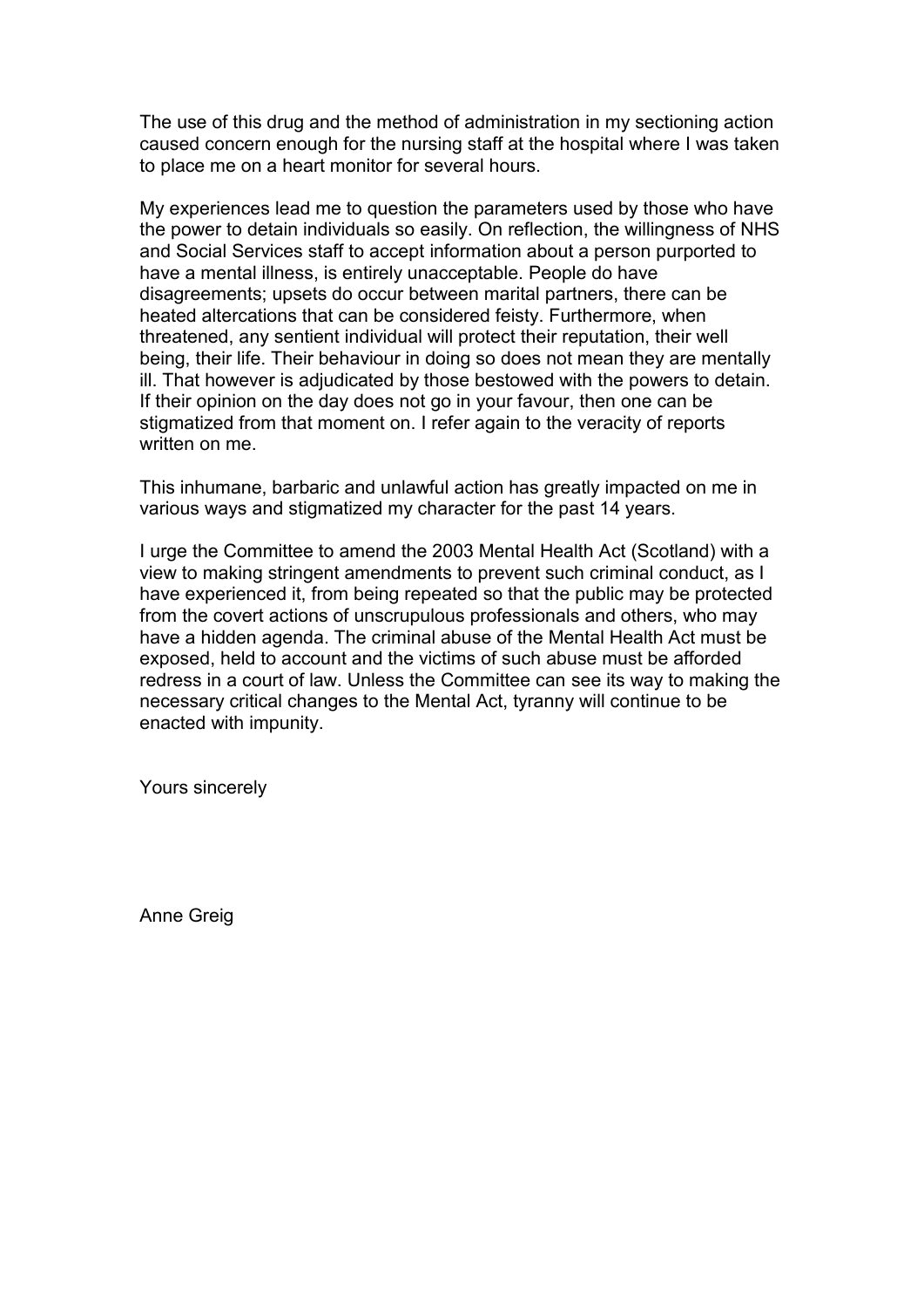The use of this drug and the method of administration in my sectioning action caused concern enough for the nursing staff at the hospital where I was taken to place me on a heart monitor for several hours.

My experiences lead me to question the parameters used by those who have the power to detain individuals so easily. On reflection, the willingness of NHS and Social Services staff to accept information about a person purported to have a mental illness, is entirely unacceptable. People do have disagreements; upsets do occur between marital partners, there can be heated altercations that can be considered feisty. Furthermore, when threatened, any sentient individual will protect their reputation, their well being, their life. Their behaviour in doing so does not mean they are mentally ill. That however is adjudicated by those bestowed with the powers to detain. If their opinion on the day does not go in your favour, then one can be stigmatized from that moment on. I refer again to the veracity of reports written on me.

This inhumane, barbaric and unlawful action has greatly impacted on me in various ways and stigmatized my character for the past 14 years.

I urge the Committee to amend the 2003 Mental Health Act (Scotland) with a view to making stringent amendments to prevent such criminal conduct, as I have experienced it, from being repeated so that the public may be protected from the covert actions of unscrupulous professionals and others, who may have a hidden agenda. The criminal abuse of the Mental Health Act must be exposed, held to account and the victims of such abuse must be afforded redress in a court of law. Unless the Committee can see its way to making the necessary critical changes to the Mental Act, tyranny will continue to be enacted with impunity.

Yours sincerely

Anne Greig